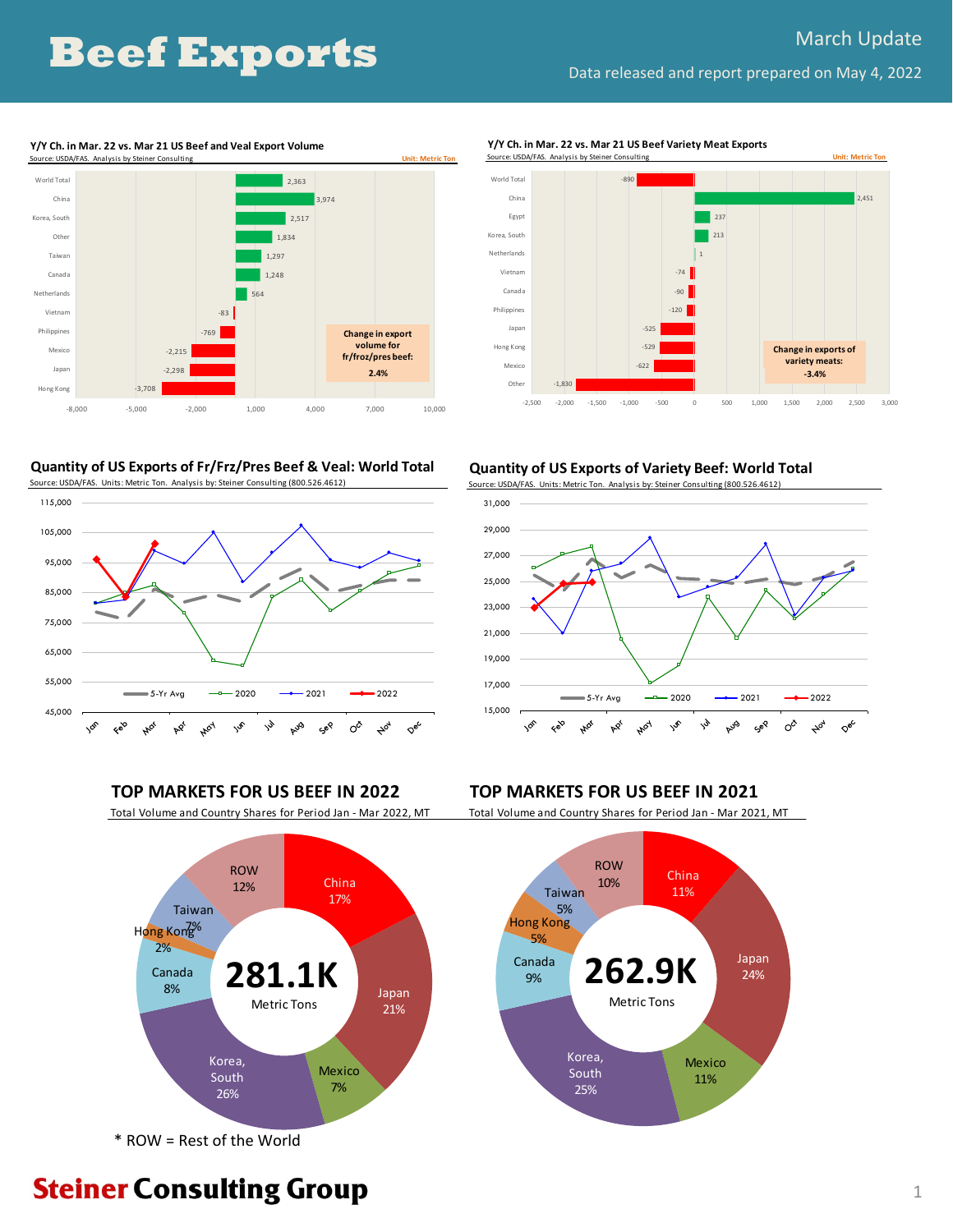# Beef Exports

March Update

Data released and report prepared on May 4, 2022

### Y/Y Ch. in Mar. 22 vs. Mar 21 US Beef and Veal Export Volume

Source: USDA/FAS. Analysis by Steiner Consulting — Unit: Metric Ton

| Market | Change |
|---|---|
| World Total | 2,363 |
| China | 3,974 |
| Korea, South | 2,517 |
| Other | 1,834 |
| Taiwan | 1,297 |
| Canada | 1,248 |
| Netherlands | 564 |
| Vietnam | -83 |
| Philippines | -769 |
| Mexico | -2,215 |
| Japan | -2,298 |
| Hong Kong | -3,708 |

Change in export volume for fr/froz/pres beef: **2.4%**

### Y/Y Ch. in Mar. 22 vs. Mar 21 US Beef Variety Meat Exports

Source: USDA/FAS. Analysis by Steiner Consulting — Unit: Metric Ton

| Market | Change |
|---|---|
| World Total | -890 |
| China | 2,451 |
| Egypt | 237 |
| Korea, South | 213 |
| Netherlands | 1 |
| Vietnam | -74 |
| Canada | -90 |
| Philippines | -120 |
| Japan | -525 |
| Hong Kong | -529 |
| Mexico | -622 |
| Other | -1,830 |

Change in exports of variety meats: **-3.4%**

### Quantity of US Exports of Fr/Frz/Pres Beef & Veal: World Total

Source: USDA/FAS. Units: Metric Ton. Analysis by: Steiner Consulting (800.526.4612)

Series: 5-Yr Avg, 2020, 2021, 2022

### Quantity of US Exports of Variety Beef: World Total

Source: USDA/FAS. Units: Metric Ton. Analysis by: Steiner Consulting (800.526.4612)

Series: 5-Yr Avg, 2020, 2021, 2022

### TOP MARKETS FOR US BEEF IN 2022

Total Volume and Country Shares for Period Jan - Mar 2022, MT

**281.1K** Metric Tons

| Market | Share |
|---|---|
| China | 17% |
| Japan | 21% |
| Mexico | 7% |
| Korea, South | 26% |
| Canada | 8% |
| Hong Kong | 2% |
| Taiwan | 7% |
| ROW | 12% |

### TOP MARKETS FOR US BEEF IN 2021

Total Volume and Country Shares for Period Jan - Mar 2021, MT

**262.9K** Metric Tons

| Market | Share |
|---|---|
| China | 11% |
| Japan | 24% |
| Mexico | 11% |
| Korea, South | 25% |
| Canada | 9% |
| Hong Kong | 5% |
| Taiwan | 5% |
| ROW | 10% |

\* ROW = Rest of the World

**Steiner Consulting Group**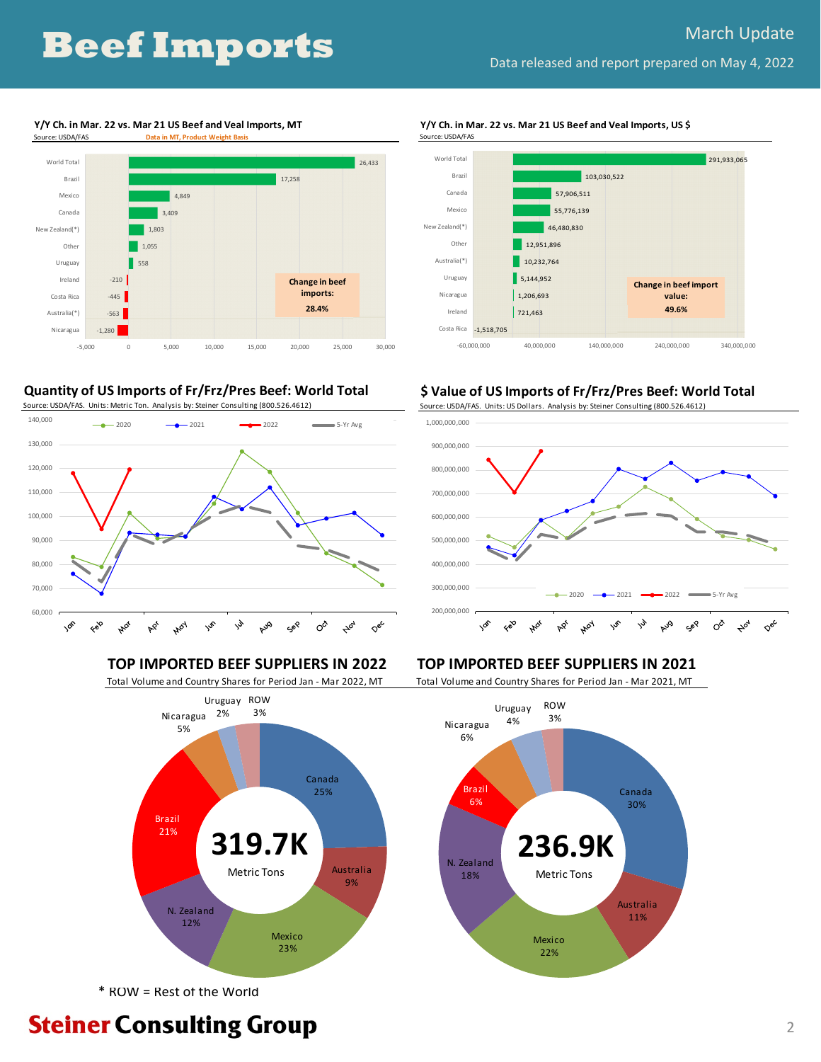# Beef Imports

March Update

Data released and report prepared on May 4, 2022

## Y/Y Ch. in Mar. 22 vs. Mar 21 US Beef and Veal Imports, MT

Source: USDA/FAS — Data in MT, Product Weight Basis

| Country | Change (MT) |
|---|---|
| World Total | 26,433 |
| Brazil | 17,258 |
| Mexico | 4,849 |
| Canada | 3,409 |
| New Zealand(*) | 1,803 |
| Other | 1,055 |
| Uruguay | 558 |
| Ireland | -210 |
| Costa Rica | -445 |
| Australia(*) | -563 |
| Nicaragua | -1,280 |

**Change in beef imports: 28.4%**

## Y/Y Ch. in Mar. 22 vs. Mar 21 US Beef and Veal Imports, US $

Source: USDA/FAS

| Country | Change (US $) |
|---|---|
| World Total | 291,933,065 |
| Brazil | 103,030,522 |
| Canada | 57,906,511 |
| Mexico | 55,776,139 |
| New Zealand(*) | 46,480,830 |
| Other | 12,951,896 |
| Australia(*) | 10,232,764 |
| Uruguay | 5,144,952 |
| Nicaragua | 1,206,693 |
| Ireland | 721,463 |
| Costa Rica | -1,518,705 |

**Change in beef import value: 49.6%**

## Quantity of US Imports of Fr/Frz/Pres Beef: World Total

Source: USDA/FAS. Units: Metric Ton. Analysis by: Steiner Consulting (800.526.4612)

## $ Value of US Imports of Fr/Frz/Pres Beef: World Total

Source: USDA/FAS. Units: US Dollars. Analysis by: Steiner Consulting (800.526.4612)

## TOP IMPORTED BEEF SUPPLIERS IN 2022

Total Volume and Country Shares for Period Jan - Mar 2022, MT

**319.7K Metric Tons**

| Supplier | Share |
|---|---|
| Canada | 25% |
| Mexico | 23% |
| Brazil | 21% |
| N. Zealand | 12% |
| Australia | 9% |
| Nicaragua | 5% |
| ROW | 3% |
| Uruguay | 2% |

## TOP IMPORTED BEEF SUPPLIERS IN 2021

Total Volume and Country Shares for Period Jan - Mar 2021, MT

**236.9K Metric Tons**

| Supplier | Share |
|---|---|
| Canada | 30% |
| Mexico | 22% |
| N. Zealand | 18% |
| Australia | 11% |
| Brazil | 6% |
| Nicaragua | 6% |
| Uruguay | 4% |
| ROW | 3% |

\* ROW = Rest of the World

**Steiner Consulting Group**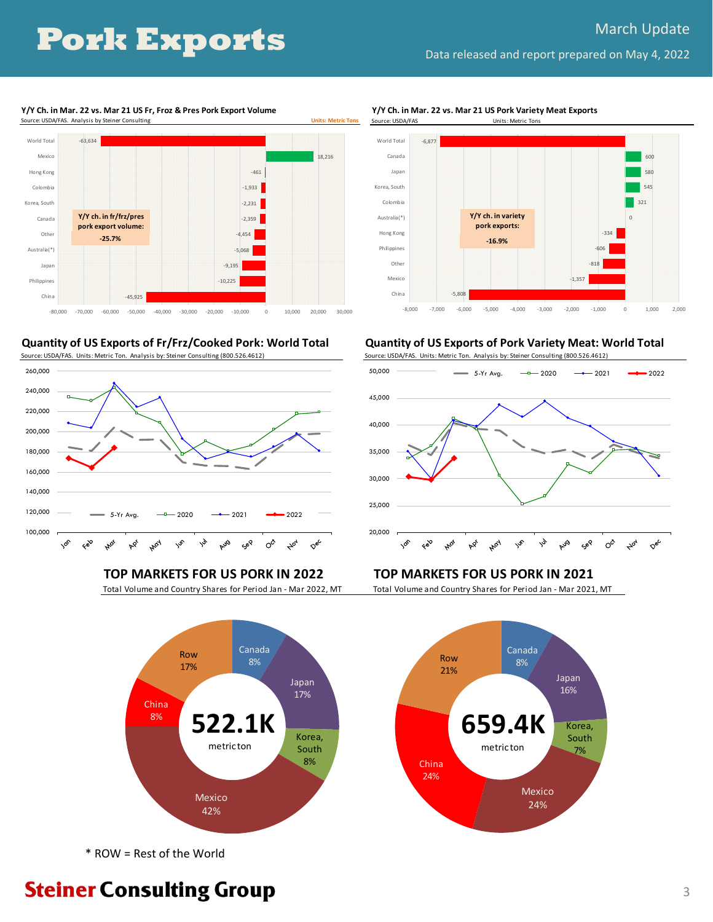# Pork Exports

March Update

Data released and report prepared on May 4, 2022

### Y/Y Ch. in Mar. 22 vs. Mar 21 US Fr, Froz & Pres Pork Export Volume

Source: USDA/FAS. Analysis by Steiner Consulting. Units: Metric Tons

| Country | Y/Y Change (MT) |
|---|---|
| World Total | -63,634 |
| Mexico | 18,216 |
| Hong Kong | -461 |
| Colombia | -1,933 |
| Korea, South | -2,231 |
| Canada | -2,359 |
| Other | -4,454 |
| Australia(*) | -5,068 |
| Japan | -9,195 |
| Philippines | -10,225 |
| China | -45,925 |

Y/Y ch. in fr/frz/pres pork export volume: **-25.7%**

### Y/Y Ch. in Mar. 22 vs. Mar 21 US Pork Variety Meat Exports

Source: USDA/FAS. Units: Metric Tons

| Country | Y/Y Change (MT) |
|---|---|
| World Total | -6,877 |
| Canada | 600 |
| Japan | 580 |
| Korea, South | 545 |
| Colombia | 321 |
| Australia(*) | 0 |
| Hong Kong | -334 |
| Philippines | -606 |
| Other | -818 |
| Mexico | -1,357 |
| China | -5,808 |

Y/Y ch. in variety pork exports: **-16.9%**

### Quantity of US Exports of Fr/Frz/Cooked Pork: World Total

Source: USDA/FAS. Units: Metric Ton. Analysis by: Steiner Consulting (800.526.4612)

Series: 5-Yr Avg., 2020, 2021, 2022

### Quantity of US Exports of Pork Variety Meat: World Total

Source: USDA/FAS. Units: Metric Ton. Analysis by: Steiner Consulting (800.526.4612)

Series: 5-Yr Avg., 2020, 2021, 2022

### TOP MARKETS FOR US PORK IN 2022

Total Volume and Country Shares for Period Jan - Mar 2022, MT

522.1K metricton

| Market | Share |
|---|---|
| Canada | 8% |
| Japan | 17% |
| Korea, South | 8% |
| Mexico | 42% |
| China | 8% |
| Row | 17% |

### TOP MARKETS FOR US PORK IN 2021

Total Volume and Country Shares for Period Jan - Mar 2021, MT

659.4K metricton

| Market | Share |
|---|---|
| Canada | 8% |
| Japan | 16% |
| Korea, South | 7% |
| Mexico | 24% |
| China | 24% |
| Row | 21% |

\* ROW = Rest of the World

Steiner Consulting Group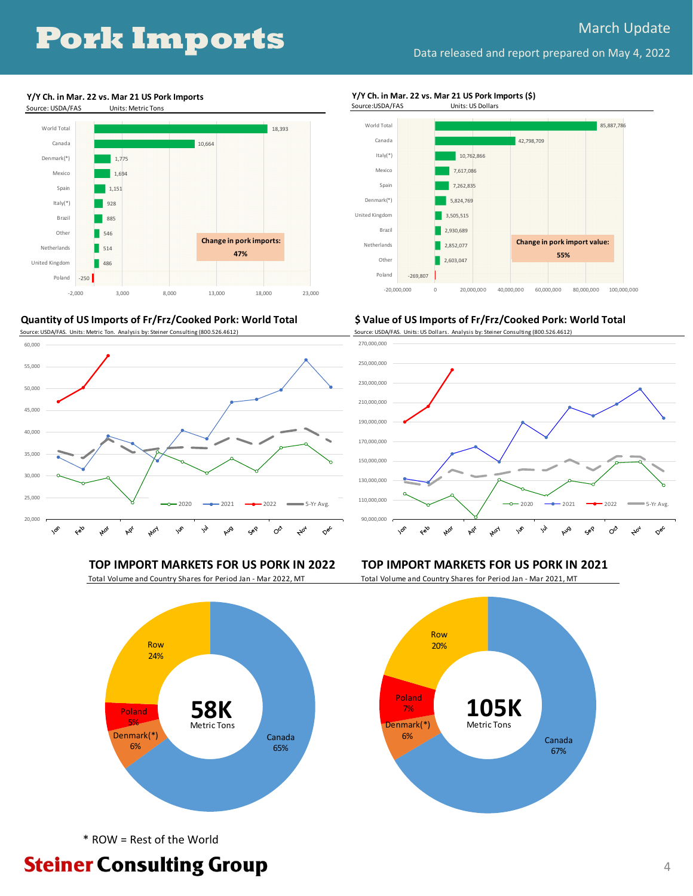# Pork Imports

March Update

Data released and report prepared on May 4, 2022

### Y/Y Ch. in Mar. 22 vs. Mar 21 US Pork Imports

Source: USDA/FAS Units: Metric Tons

| Country | Change |
|---|---|
| World Total | 18,393 |
| Canada | 10,664 |
| Denmark(*) | 1,775 |
| Mexico | 1,694 |
| Spain | 1,151 |
| Italy(*) | 928 |
| Brazil | 885 |
| Other | 546 |
| Netherlands | 514 |
| United Kingdom | 486 |
| Poland | -250 |

**Change in pork imports: 47%**

### Y/Y Ch. in Mar. 22 vs. Mar 21 US Pork Imports ($)

Source:USDA/FAS Units: US Dollars

| Country | Change |
|---|---|
| World Total | 85,887,786 |
| Canada | 42,798,709 |
| Italy(*) | 10,762,866 |
| Mexico | 7,617,086 |
| Spain | 7,262,835 |
| Denmark(*) | 5,824,769 |
| United Kingdom | 3,505,515 |
| Brazil | 2,930,689 |
| Netherlands | 2,852,077 |
| Other | 2,603,047 |
| Poland | -269,807 |

**Change in pork import value: 55%**

### Quantity of US Imports of Fr/Frz/Cooked Pork: World Total

Source: USDA/FAS. Units: Metric Ton. Analysis by: Steiner Consulting (800.526.4612)

### $ Value of US Imports of Fr/Frz/Cooked Pork: World Total

Source: USDA/FAS. Units: US Dollars. Analysis by: Steiner Consulting (800.526.4612)

### TOP IMPORT MARKETS FOR US PORK IN 2022

Total Volume and Country Shares for Period Jan - Mar 2022, MT

**58K** Metric Tons

| Market | Share |
|---|---|
| Canada | 65% |
| Row | 24% |
| Denmark(*) | 6% |
| Poland | 5% |

### TOP IMPORT MARKETS FOR US PORK IN 2021

Total Volume and Country Shares for Period Jan - Mar 2021, MT

**105K** Metric Tons

| Market | Share |
|---|---|
| Canada | 67% |
| Row | 20% |
| Poland | 7% |
| Denmark(*) | 6% |

\* ROW = Rest of the World

**Steiner Consulting Group**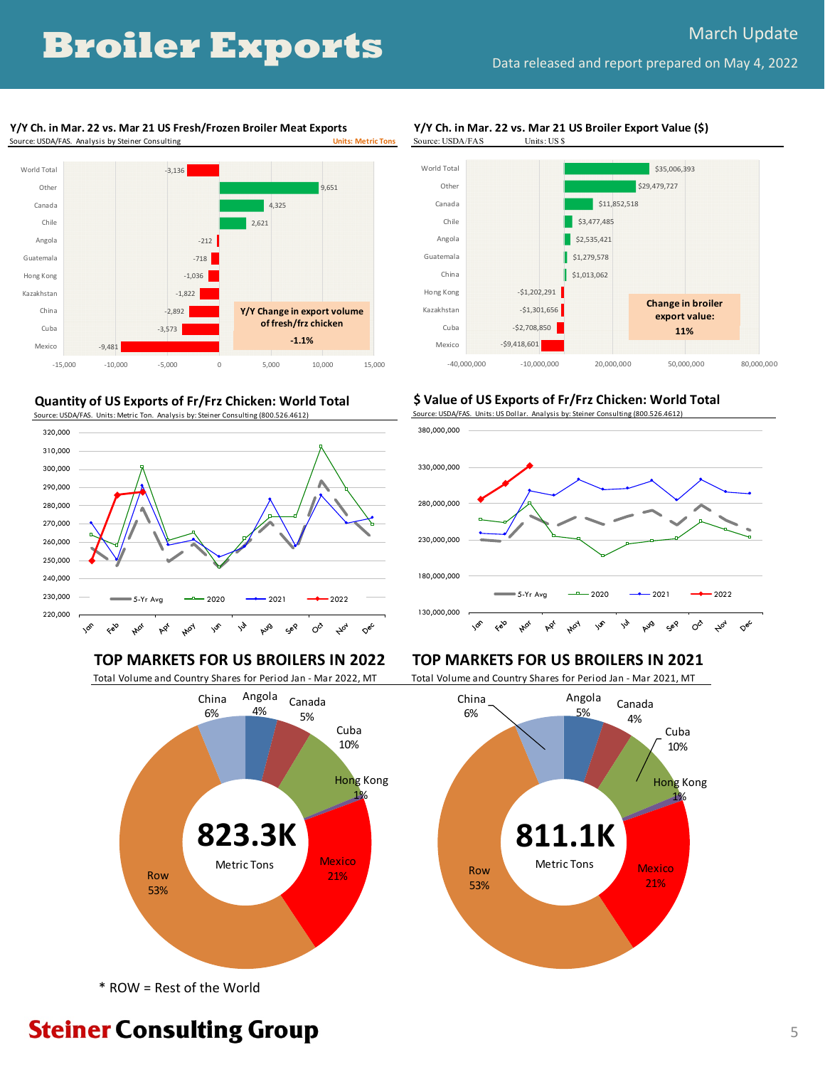# Broiler Exports

March Update

Data released and report prepared on May 4, 2022

## Y/Y Ch. in Mar. 22 vs. Mar 21 US Fresh/Frozen Broiler Meat Exports

Source: USDA/FAS. Analysis by Steiner Consulting. Units: Metric Tons

| Market | Change (MT) |
| --- | --- |
| World Total | -3,136 |
| Other | 9,651 |
| Canada | 4,325 |
| Chile | 2,621 |
| Angola | -212 |
| Guatemala | -718 |
| Hong Kong | -1,036 |
| Kazakhstan | -1,822 |
| China | -2,892 |
| Cuba | -3,573 |
| Mexico | -9,481 |

Y/Y Change in export volume of fresh/frz chicken: **-1.1%**

## Y/Y Ch. in Mar. 22 vs. Mar 21 US Broiler Export Value ($)

Source: USDA/FAS. Units: US $

| Market | Change ($) |
| --- | --- |
| World Total | $35,006,393 |
| Other | $29,479,727 |
| Canada | $11,852,518 |
| Chile | $3,477,485 |
| Angola | $2,535,421 |
| Guatemala | $1,279,578 |
| China | $1,013,062 |
| Hong Kong | -$1,202,291 |
| Kazakhstan | -$1,301,656 |
| Cuba | -$2,708,850 |
| Mexico | -$9,418,601 |

Change in broiler export value: **11%**

## Quantity of US Exports of Fr/Frz Chicken: World Total

Source: USDA/FAS. Units: Metric Ton. Analysis by: Steiner Consulting (800.526.4612)

## $ Value of US Exports of Fr/Frz Chicken: World Total

Source: USDA/FAS. Units: US Dollar. Analysis by: Steiner Consulting (800.526.4612)

## TOP MARKETS FOR US BROILERS IN 2022

Total Volume and Country Shares for Period Jan - Mar 2022, MT

**823.3K** Metric Tons

| Market | Share |
| --- | --- |
| China | 6% |
| Angola | 4% |
| Canada | 5% |
| Cuba | 10% |
| Hong Kong | 1% |
| Mexico | 21% |
| Row | 53% |

## TOP MARKETS FOR US BROILERS IN 2021

Total Volume and Country Shares for Period Jan - Mar 2021, MT

**811.1K** Metric Tons

| Market | Share |
| --- | --- |
| China | 6% |
| Angola | 5% |
| Canada | 4% |
| Cuba | 10% |
| Hong Kong | 1% |
| Mexico | 21% |
| Row | 53% |

* ROW = Rest of the World

**Steiner Consulting Group**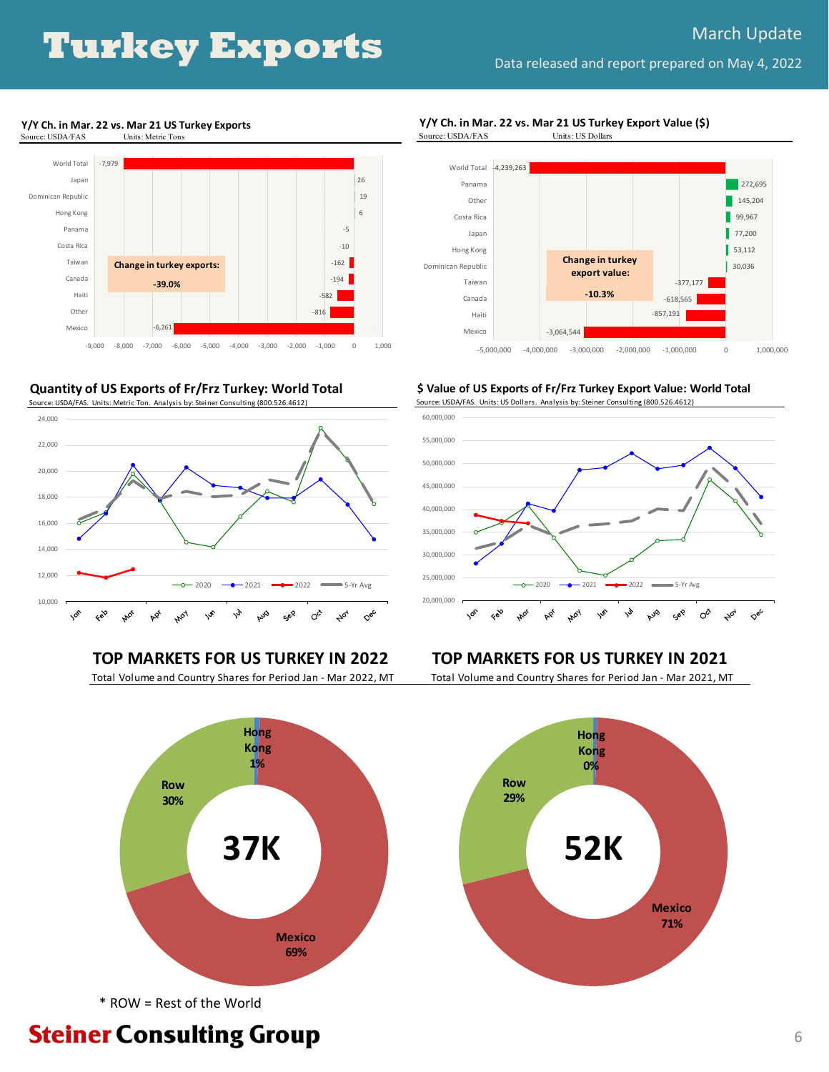# Turkey Exports

March Update

Data released and report prepared on May 4, 2022

## Y/Y Ch. in Mar. 22 vs. Mar 21 US Turkey Exports

Source: USDA/FAS Units: Metric Tons

| Country | Change |
|---|---|
| World Total | -7,979 |
| Japan | 26 |
| Dominican Republic | 19 |
| Hong Kong | 6 |
| Panama | -5 |
| Costa Rica | -10 |
| Taiwan | -162 |
| Canada | -194 |
| Haiti | -582 |
| Other | -816 |
| Mexico | -6,261 |

Change in turkey exports: -39.0%

## Y/Y Ch. in Mar. 22 vs. Mar 21 US Turkey Export Value ($)

Source: USDA/FAS Units: US Dollars

| Country | Change |
|---|---|
| World Total | -4,239,263 |
| Panama | 272,695 |
| Other | 145,204 |
| Costa Rica | 99,967 |
| Japan | 77,200 |
| Hong Kong | 53,112 |
| Dominican Republic | 30,036 |
| Taiwan | -377,177 |
| Canada | -618,565 |
| Haiti | -857,191 |
| Mexico | -3,064,544 |

Change in turkey export value: -10.3%

## Quantity of US Exports of Fr/Frz Turkey: World Total

Source: USDA/FAS. Units: Metric Ton. Analysis by: Steiner Consulting (800.526.4612)

## $ Value of US Exports of Fr/Frz Turkey Export Value: World Total

Source: USDA/FAS. Units: US Dollars. Analysis by: Steiner Consulting (800.526.4612)

## TOP MARKETS FOR US TURKEY IN 2022

Total Volume and Country Shares for Period Jan - Mar 2022, MT

37K

- Mexico 69%
- Row 30%
- Hong Kong 1%

## TOP MARKETS FOR US TURKEY IN 2021

Total Volume and Country Shares for Period Jan - Mar 2021, MT

52K

- Mexico 71%
- Row 29%
- Hong Kong 0%

* ROW = Rest of the World

Steiner Consulting Group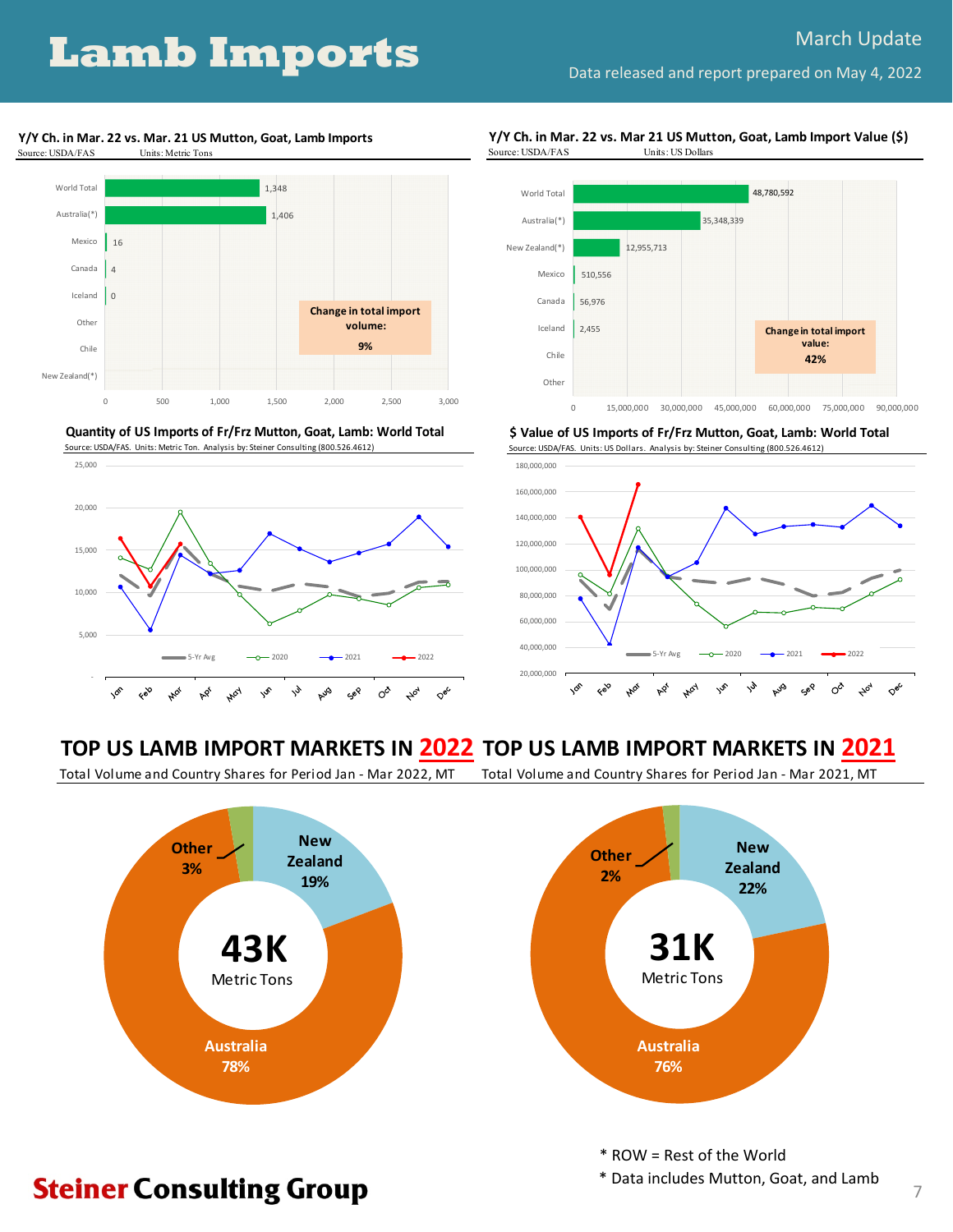# Lamb Imports

March Update

Data released and report prepared on May 4, 2022

## Y/Y Ch. in Mar. 22 vs. Mar. 21 US Mutton, Goat, Lamb Imports

Source: USDA/FAS Units: Metric Tons

World Total 1,348
Australia(*) 1,406
Mexico 16
Canada 4
Iceland 0
Other
Chile
New Zealand(*)

0 500 1,000 1,500 2,000 2,500 3,000

Change in total import volume: 9%

## Y/Y Ch. in Mar. 22 vs. Mar 21 US Mutton, Goat, Lamb Import Value ($)

Source: USDA/FAS Units: US Dollars

World Total 48,780,592
Australia(*) 35,348,339
New Zealand(*) 12,955,713
Mexico 510,556
Canada 56,976
Iceland 2,455
Chile
Other

0 15,000,000 30,000,000 45,000,000 60,000,000 75,000,000 90,000,000

Change in total import value: 42%

## Quantity of US Imports of Fr/Frz Mutton, Goat, Lamb: World Total

Source: USDA/FAS. Units: Metric Ton. Analysis by: Steiner Consulting (800.526.4612)

25,000
20,000
15,000
10,000
5,000
-

Jan Feb Mar Apr May Jun Jul Aug Sep Oct Nov Dec

5-Yr Avg 2020 2021 2022

## $ Value of US Imports of Fr/Frz Mutton, Goat, Lamb: World Total

Source: USDA/FAS. Units: US Dollars. Analysis by: Steiner Consulting (800.526.4612)

180,000,000
160,000,000
140,000,000
120,000,000
100,000,000
80,000,000
60,000,000
40,000,000
20,000,000

Jan Feb Mar Apr May Jun Jul Aug Sep Oct Nov Dec

5-Yr Avg 2020 2021 2022

## TOP US LAMB IMPORT MARKETS IN 2022

Total Volume and Country Shares for Period Jan - Mar 2022, MT

43K Metric Tons

New Zealand 19%
Australia 78%
Other 3%

## TOP US LAMB IMPORT MARKETS IN 2021

Total Volume and Country Shares for Period Jan - Mar 2021, MT

31K Metric Tons

New Zealand 22%
Australia 76%
Other 2%

* ROW = Rest of the World
* Data includes Mutton, Goat, and Lamb

Steiner Consulting Group